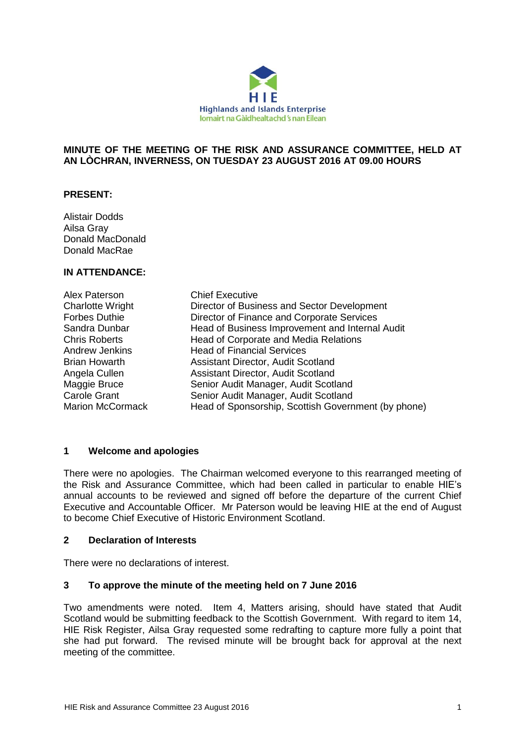**MINUTE OF THE MEETING OF THE RISK AND ASSURANCE COMMITTEE, HELD AT AN LÒCHRAN, INVERNESS, ON TUESDAY 23 AUGUST 2016 AT 09.00 HOURS**

**PRESENT:**

Alistair Dodds
Ailsa Gray
Donald MacDonald
Donald MacRae

**IN ATTENDANCE:**

| | |
|---|---|
| Alex Paterson | Chief Executive |
| Charlotte Wright | Director of Business and Sector Development |
| Forbes Duthie | Director of Finance and Corporate Services |
| Sandra Dunbar | Head of Business Improvement and Internal Audit |
| Chris Roberts | Head of Corporate and Media Relations |
| Andrew Jenkins | Head of Financial Services |
| Brian Howarth | Assistant Director, Audit Scotland |
| Angela Cullen | Assistant Director, Audit Scotland |
| Maggie Bruce | Senior Audit Manager, Audit Scotland |
| Carole Grant | Senior Audit Manager, Audit Scotland |
| Marion McCormack | Head of Sponsorship, Scottish Government (by phone) |

### 1 Welcome and apologies

There were no apologies. The Chairman welcomed everyone to this rearranged meeting of the Risk and Assurance Committee, which had been called in particular to enable HIE's annual accounts to be reviewed and signed off before the departure of the current Chief Executive and Accountable Officer. Mr Paterson would be leaving HIE at the end of August to become Chief Executive of Historic Environment Scotland.

### 2 Declaration of Interests

There were no declarations of interest.

### 3 To approve the minute of the meeting held on 7 June 2016

Two amendments were noted. Item 4, Matters arising, should have stated that Audit Scotland would be submitting feedback to the Scottish Government. With regard to item 14, HIE Risk Register, Ailsa Gray requested some redrafting to capture more fully a point that she had put forward. The revised minute will be brought back for approval at the next meeting of the committee.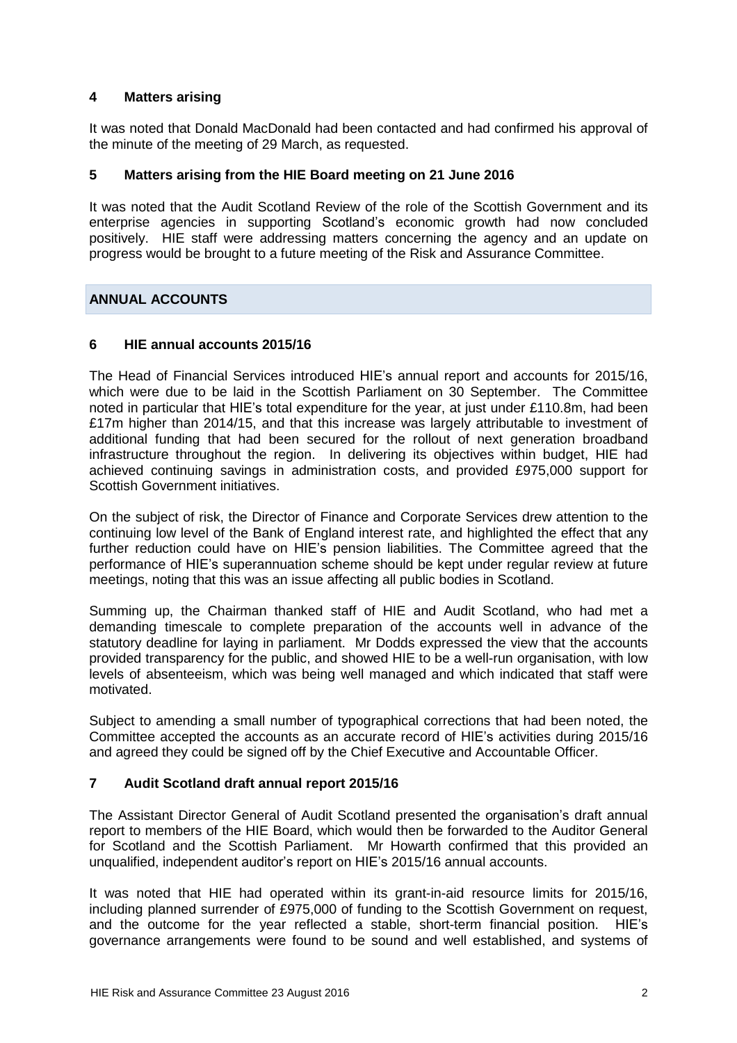## 4 Matters arising

It was noted that Donald MacDonald had been contacted and had confirmed his approval of the minute of the meeting of 29 March, as requested.

## 5 Matters arising from the HIE Board meeting on 21 June 2016

It was noted that the Audit Scotland Review of the role of the Scottish Government and its enterprise agencies in supporting Scotland's economic growth had now concluded positively. HIE staff were addressing matters concerning the agency and an update on progress would be brought to a future meeting of the Risk and Assurance Committee.

# ANNUAL ACCOUNTS

## 6 HIE annual accounts 2015/16

The Head of Financial Services introduced HIE's annual report and accounts for 2015/16, which were due to be laid in the Scottish Parliament on 30 September. The Committee noted in particular that HIE's total expenditure for the year, at just under £110.8m, had been £17m higher than 2014/15, and that this increase was largely attributable to investment of additional funding that had been secured for the rollout of next generation broadband infrastructure throughout the region. In delivering its objectives within budget, HIE had achieved continuing savings in administration costs, and provided £975,000 support for Scottish Government initiatives.

On the subject of risk, the Director of Finance and Corporate Services drew attention to the continuing low level of the Bank of England interest rate, and highlighted the effect that any further reduction could have on HIE's pension liabilities. The Committee agreed that the performance of HIE's superannuation scheme should be kept under regular review at future meetings, noting that this was an issue affecting all public bodies in Scotland.

Summing up, the Chairman thanked staff of HIE and Audit Scotland, who had met a demanding timescale to complete preparation of the accounts well in advance of the statutory deadline for laying in parliament. Mr Dodds expressed the view that the accounts provided transparency for the public, and showed HIE to be a well-run organisation, with low levels of absenteeism, which was being well managed and which indicated that staff were motivated.

Subject to amending a small number of typographical corrections that had been noted, the Committee accepted the accounts as an accurate record of HIE's activities during 2015/16 and agreed they could be signed off by the Chief Executive and Accountable Officer.

## 7 Audit Scotland draft annual report 2015/16

The Assistant Director General of Audit Scotland presented the organisation's draft annual report to members of the HIE Board, which would then be forwarded to the Auditor General for Scotland and the Scottish Parliament. Mr Howarth confirmed that this provided an unqualified, independent auditor's report on HIE's 2015/16 annual accounts.

It was noted that HIE had operated within its grant-in-aid resource limits for 2015/16, including planned surrender of £975,000 of funding to the Scottish Government on request, and the outcome for the year reflected a stable, short-term financial position. HIE's governance arrangements were found to be sound and well established, and systems of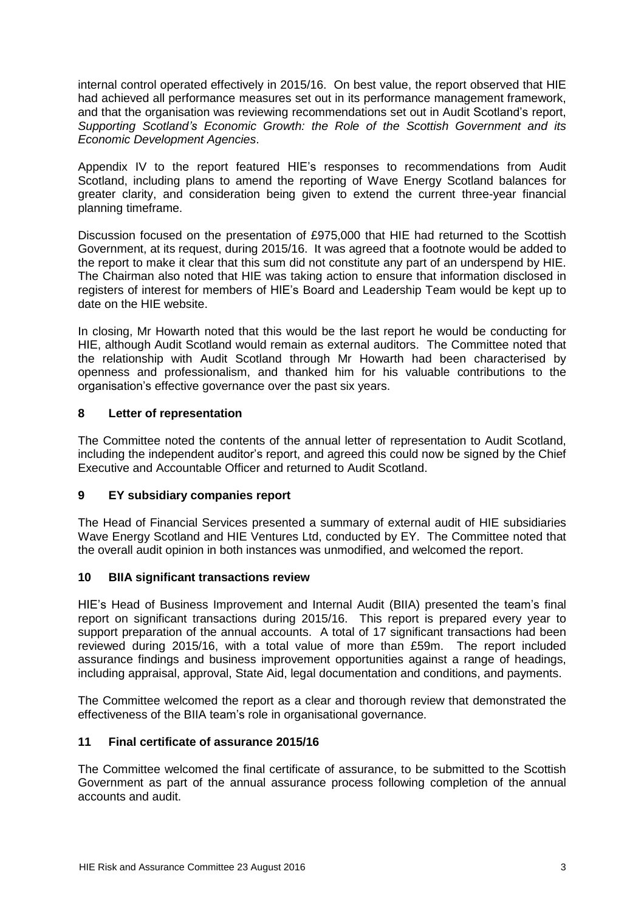internal control operated effectively in 2015/16. On best value, the report observed that HIE had achieved all performance measures set out in its performance management framework, and that the organisation was reviewing recommendations set out in Audit Scotland's report, *Supporting Scotland's Economic Growth: the Role of the Scottish Government and its Economic Development Agencies*.

Appendix IV to the report featured HIE's responses to recommendations from Audit Scotland, including plans to amend the reporting of Wave Energy Scotland balances for greater clarity, and consideration being given to extend the current three-year financial planning timeframe.

Discussion focused on the presentation of £975,000 that HIE had returned to the Scottish Government, at its request, during 2015/16. It was agreed that a footnote would be added to the report to make it clear that this sum did not constitute any part of an underspend by HIE. The Chairman also noted that HIE was taking action to ensure that information disclosed in registers of interest for members of HIE's Board and Leadership Team would be kept up to date on the HIE website.

In closing, Mr Howarth noted that this would be the last report he would be conducting for HIE, although Audit Scotland would remain as external auditors. The Committee noted that the relationship with Audit Scotland through Mr Howarth had been characterised by openness and professionalism, and thanked him for his valuable contributions to the organisation's effective governance over the past six years.

## 8 Letter of representation

The Committee noted the contents of the annual letter of representation to Audit Scotland, including the independent auditor's report, and agreed this could now be signed by the Chief Executive and Accountable Officer and returned to Audit Scotland.

## 9 EY subsidiary companies report

The Head of Financial Services presented a summary of external audit of HIE subsidiaries Wave Energy Scotland and HIE Ventures Ltd, conducted by EY. The Committee noted that the overall audit opinion in both instances was unmodified, and welcomed the report.

## 10 BIIA significant transactions review

HIE's Head of Business Improvement and Internal Audit (BIIA) presented the team's final report on significant transactions during 2015/16. This report is prepared every year to support preparation of the annual accounts. A total of 17 significant transactions had been reviewed during 2015/16, with a total value of more than £59m. The report included assurance findings and business improvement opportunities against a range of headings, including appraisal, approval, State Aid, legal documentation and conditions, and payments.

The Committee welcomed the report as a clear and thorough review that demonstrated the effectiveness of the BIIA team's role in organisational governance.

## 11 Final certificate of assurance 2015/16

The Committee welcomed the final certificate of assurance, to be submitted to the Scottish Government as part of the annual assurance process following completion of the annual accounts and audit.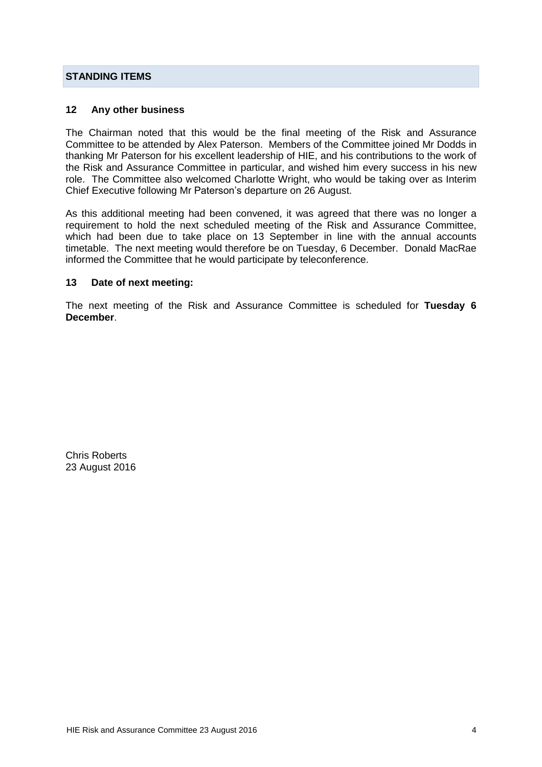## STANDING ITEMS

### 12 Any other business

The Chairman noted that this would be the final meeting of the Risk and Assurance Committee to be attended by Alex Paterson. Members of the Committee joined Mr Dodds in thanking Mr Paterson for his excellent leadership of HIE, and his contributions to the work of the Risk and Assurance Committee in particular, and wished him every success in his new role. The Committee also welcomed Charlotte Wright, who would be taking over as Interim Chief Executive following Mr Paterson's departure on 26 August.

As this additional meeting had been convened, it was agreed that there was no longer a requirement to hold the next scheduled meeting of the Risk and Assurance Committee, which had been due to take place on 13 September in line with the annual accounts timetable. The next meeting would therefore be on Tuesday, 6 December. Donald MacRae informed the Committee that he would participate by teleconference.

### 13 Date of next meeting:

The next meeting of the Risk and Assurance Committee is scheduled for **Tuesday 6 December**.

Chris Roberts
23 August 2016